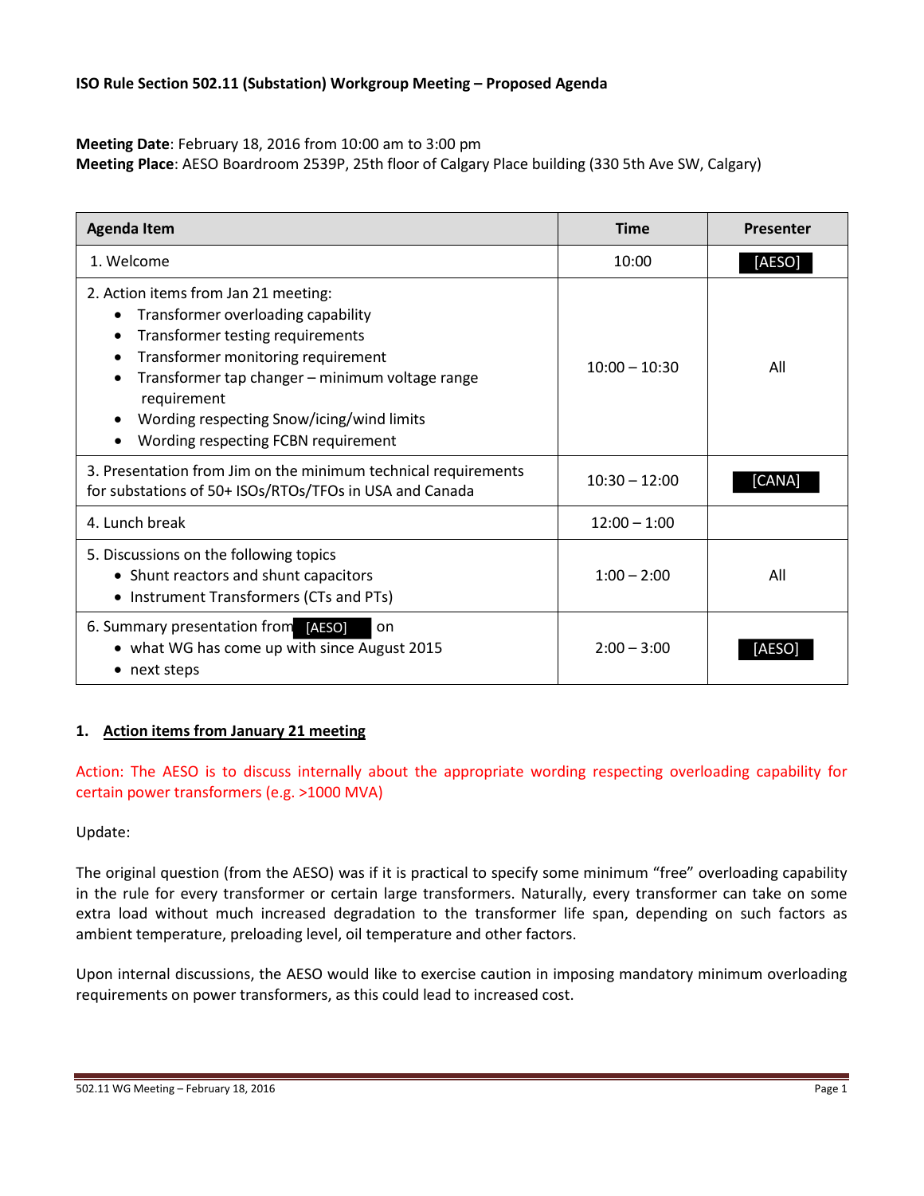**ISO Rule Section 502.11 (Substation) Workgroup Meeting – Proposed Agenda**

**Meeting Date**: February 18, 2016 from 10:00 am to 3:00 pm
**Meeting Place**: AESO Boardroom 2539P, 25th floor of Calgary Place building (330 5th Ave SW, Calgary)

| Agenda Item | Time | Presenter |
|---|---|---|
| 1. Welcome | 10:00 | [AESO] |
| 2. Action items from Jan 21 meeting:<br>• Transformer overloading capability<br>• Transformer testing requirements<br>• Transformer monitoring requirement<br>• Transformer tap changer – minimum voltage range requirement<br>• Wording respecting Snow/icing/wind limits<br>• Wording respecting FCBN requirement | 10:00 – 10:30 | All |
| 3. Presentation from Jim on the minimum technical requirements for substations of 50+ ISOs/RTOs/TFOs in USA and Canada | 10:30 – 12:00 | [CANA] |
| 4. Lunch break | 12:00 – 1:00 | |
| 5. Discussions on the following topics<br>• Shunt reactors and shunt capacitors<br>• Instrument Transformers (CTs and PTs) | 1:00 – 2:00 | All |
| 6. Summary presentation from [AESO] on<br>• what WG has come up with since August 2015<br>• next steps | 2:00 – 3:00 | [AESO] |

## 1. Action items from January 21 meeting

Action: The AESO is to discuss internally about the appropriate wording respecting overloading capability for certain power transformers (e.g. >1000 MVA)

Update:

The original question (from the AESO) was if it is practical to specify some minimum "free" overloading capability in the rule for every transformer or certain large transformers. Naturally, every transformer can take on some extra load without much increased degradation to the transformer life span, depending on such factors as ambient temperature, preloading level, oil temperature and other factors.

Upon internal discussions, the AESO would like to exercise caution in imposing mandatory minimum overloading requirements on power transformers, as this could lead to increased cost.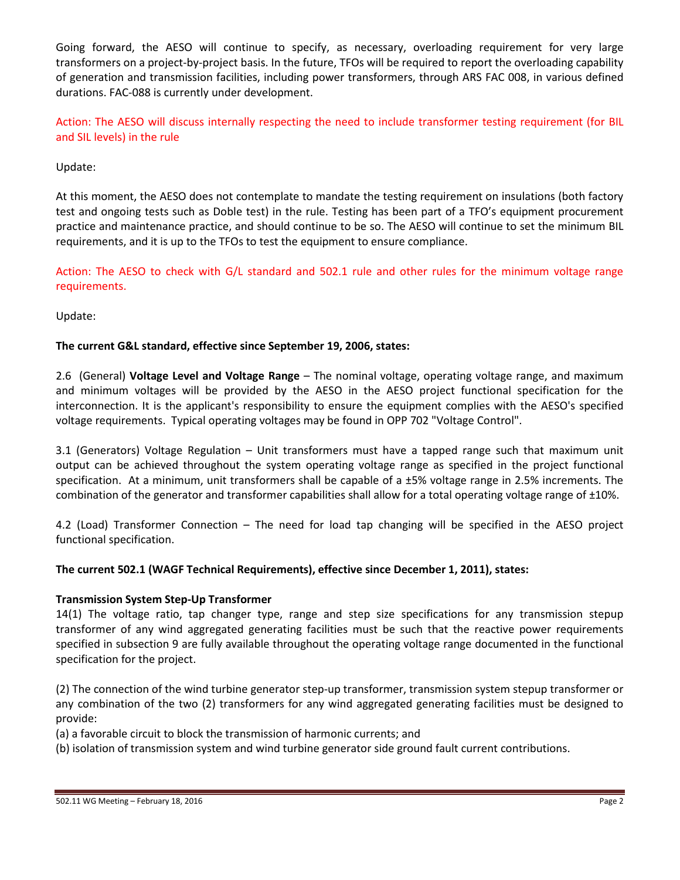Going forward, the AESO will continue to specify, as necessary, overloading requirement for very large transformers on a project-by-project basis. In the future, TFOs will be required to report the overloading capability of generation and transmission facilities, including power transformers, through ARS FAC 008, in various defined durations. FAC-088 is currently under development.

Action: The AESO will discuss internally respecting the need to include transformer testing requirement (for BIL and SIL levels) in the rule

Update:

At this moment, the AESO does not contemplate to mandate the testing requirement on insulations (both factory test and ongoing tests such as Doble test) in the rule. Testing has been part of a TFO's equipment procurement practice and maintenance practice, and should continue to be so. The AESO will continue to set the minimum BIL requirements, and it is up to the TFOs to test the equipment to ensure compliance.

Action: The AESO to check with G/L standard and 502.1 rule and other rules for the minimum voltage range requirements.

Update:

**The current G&L standard, effective since September 19, 2006, states:**

2.6 (General) **Voltage Level and Voltage Range** – The nominal voltage, operating voltage range, and maximum and minimum voltages will be provided by the AESO in the AESO project functional specification for the interconnection. It is the applicant's responsibility to ensure the equipment complies with the AESO's specified voltage requirements. Typical operating voltages may be found in OPP 702 "Voltage Control".

3.1 (Generators) Voltage Regulation – Unit transformers must have a tapped range such that maximum unit output can be achieved throughout the system operating voltage range as specified in the project functional specification. At a minimum, unit transformers shall be capable of a ±5% voltage range in 2.5% increments. The combination of the generator and transformer capabilities shall allow for a total operating voltage range of ±10%.

4.2 (Load) Transformer Connection – The need for load tap changing will be specified in the AESO project functional specification.

**The current 502.1 (WAGF Technical Requirements), effective since December 1, 2011), states:**

**Transmission System Step-Up Transformer**

14(1) The voltage ratio, tap changer type, range and step size specifications for any transmission stepup transformer of any wind aggregated generating facilities must be such that the reactive power requirements specified in subsection 9 are fully available throughout the operating voltage range documented in the functional specification for the project.

(2) The connection of the wind turbine generator step-up transformer, transmission system stepup transformer or any combination of the two (2) transformers for any wind aggregated generating facilities must be designed to provide:

(a) a favorable circuit to block the transmission of harmonic currents; and

(b) isolation of transmission system and wind turbine generator side ground fault current contributions.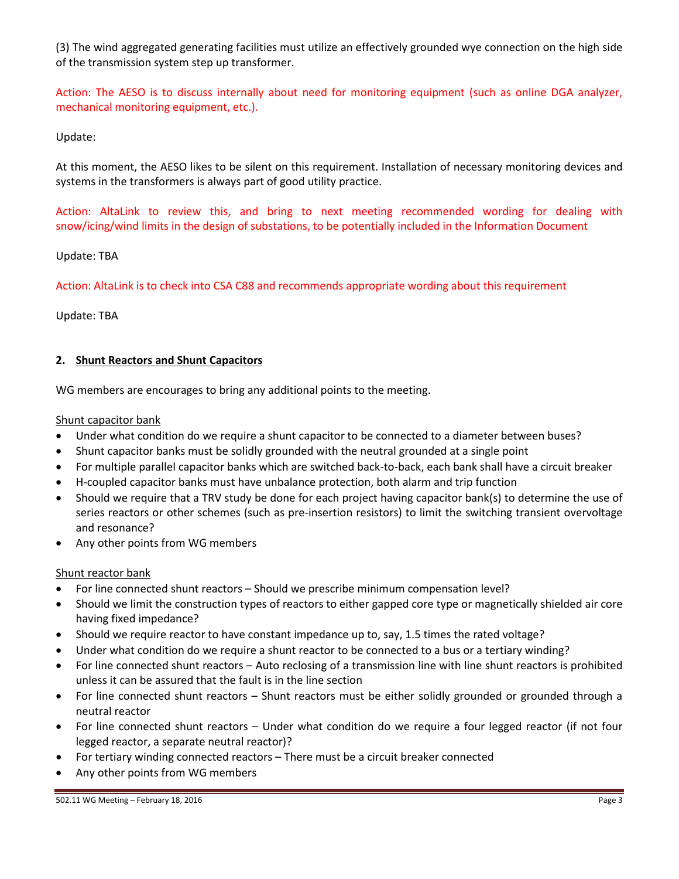(3) The wind aggregated generating facilities must utilize an effectively grounded wye connection on the high side of the transmission system step up transformer.

Action: The AESO is to discuss internally about need for monitoring equipment (such as online DGA analyzer, mechanical monitoring equipment, etc.).

Update:

At this moment, the AESO likes to be silent on this requirement. Installation of necessary monitoring devices and systems in the transformers is always part of good utility practice.

Action: AltaLink to review this, and bring to next meeting recommended wording for dealing with snow/icing/wind limits in the design of substations, to be potentially included in the Information Document

Update: TBA

Action: AltaLink is to check into CSA C88 and recommends appropriate wording about this requirement

Update: TBA

## 2. Shunt Reactors and Shunt Capacitors

WG members are encourages to bring any additional points to the meeting.

Shunt capacitor bank

- Under what condition do we require a shunt capacitor to be connected to a diameter between buses?
- Shunt capacitor banks must be solidly grounded with the neutral grounded at a single point
- For multiple parallel capacitor banks which are switched back-to-back, each bank shall have a circuit breaker
- H-coupled capacitor banks must have unbalance protection, both alarm and trip function
- Should we require that a TRV study be done for each project having capacitor bank(s) to determine the use of series reactors or other schemes (such as pre-insertion resistors) to limit the switching transient overvoltage and resonance?
- Any other points from WG members

Shunt reactor bank

- For line connected shunt reactors – Should we prescribe minimum compensation level?
- Should we limit the construction types of reactors to either gapped core type or magnetically shielded air core having fixed impedance?
- Should we require reactor to have constant impedance up to, say, 1.5 times the rated voltage?
- Under what condition do we require a shunt reactor to be connected to a bus or a tertiary winding?
- For line connected shunt reactors – Auto reclosing of a transmission line with line shunt reactors is prohibited unless it can be assured that the fault is in the line section
- For line connected shunt reactors – Shunt reactors must be either solidly grounded or grounded through a neutral reactor
- For line connected shunt reactors – Under what condition do we require a four legged reactor (if not four legged reactor, a separate neutral reactor)?
- For tertiary winding connected reactors – There must be a circuit breaker connected
- Any other points from WG members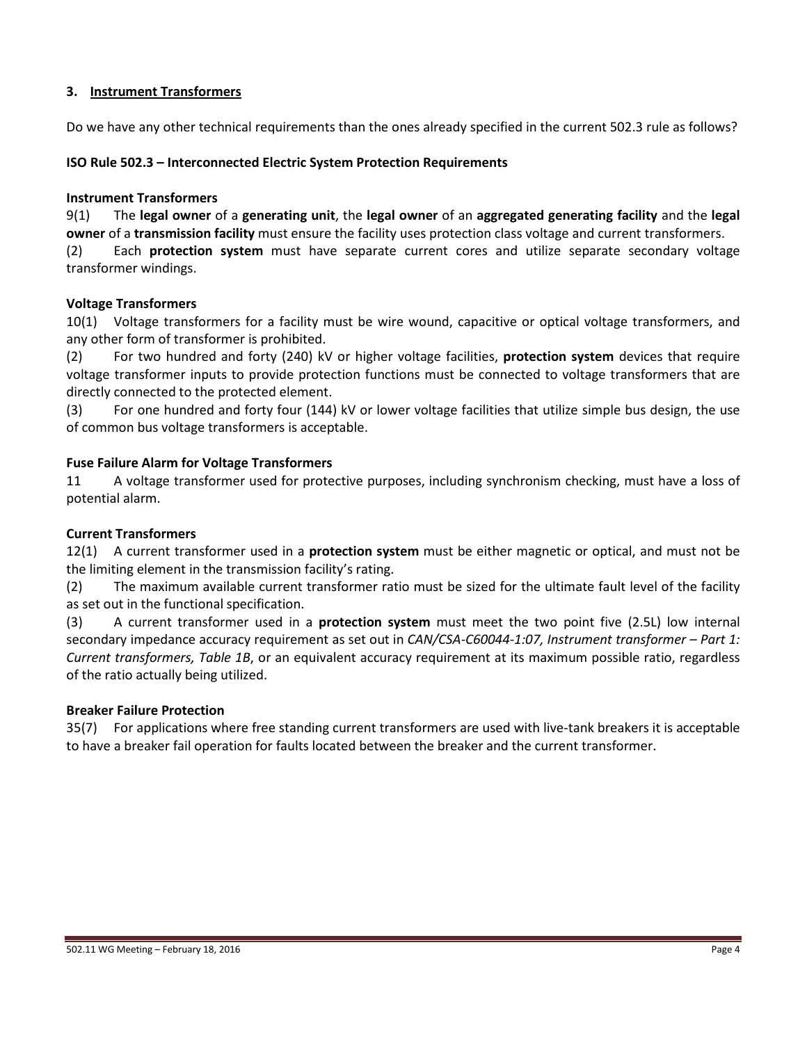## 3. Instrument Transformers

Do we have any other technical requirements than the ones already specified in the current 502.3 rule as follows?

### ISO Rule 502.3 – Interconnected Electric System Protection Requirements

**Instrument Transformers**

9(1) The **legal owner** of a **generating unit**, the **legal owner** of an **aggregated generating facility** and the **legal owner** of a **transmission facility** must ensure the facility uses protection class voltage and current transformers.

(2) Each **protection system** must have separate current cores and utilize separate secondary voltage transformer windings.

**Voltage Transformers**

10(1) Voltage transformers for a facility must be wire wound, capacitive or optical voltage transformers, and any other form of transformer is prohibited.

(2) For two hundred and forty (240) kV or higher voltage facilities, **protection system** devices that require voltage transformer inputs to provide protection functions must be connected to voltage transformers that are directly connected to the protected element.

(3) For one hundred and forty four (144) kV or lower voltage facilities that utilize simple bus design, the use of common bus voltage transformers is acceptable.

**Fuse Failure Alarm for Voltage Transformers**

11 A voltage transformer used for protective purposes, including synchronism checking, must have a loss of potential alarm.

**Current Transformers**

12(1) A current transformer used in a **protection system** must be either magnetic or optical, and must not be the limiting element in the transmission facility's rating.

(2) The maximum available current transformer ratio must be sized for the ultimate fault level of the facility as set out in the functional specification.

(3) A current transformer used in a **protection system** must meet the two point five (2.5L) low internal secondary impedance accuracy requirement as set out in *CAN/CSA-C60044-1:07, Instrument transformer – Part 1: Current transformers, Table 1B*, or an equivalent accuracy requirement at its maximum possible ratio, regardless of the ratio actually being utilized.

**Breaker Failure Protection**

35(7) For applications where free standing current transformers are used with live-tank breakers it is acceptable to have a breaker fail operation for faults located between the breaker and the current transformer.